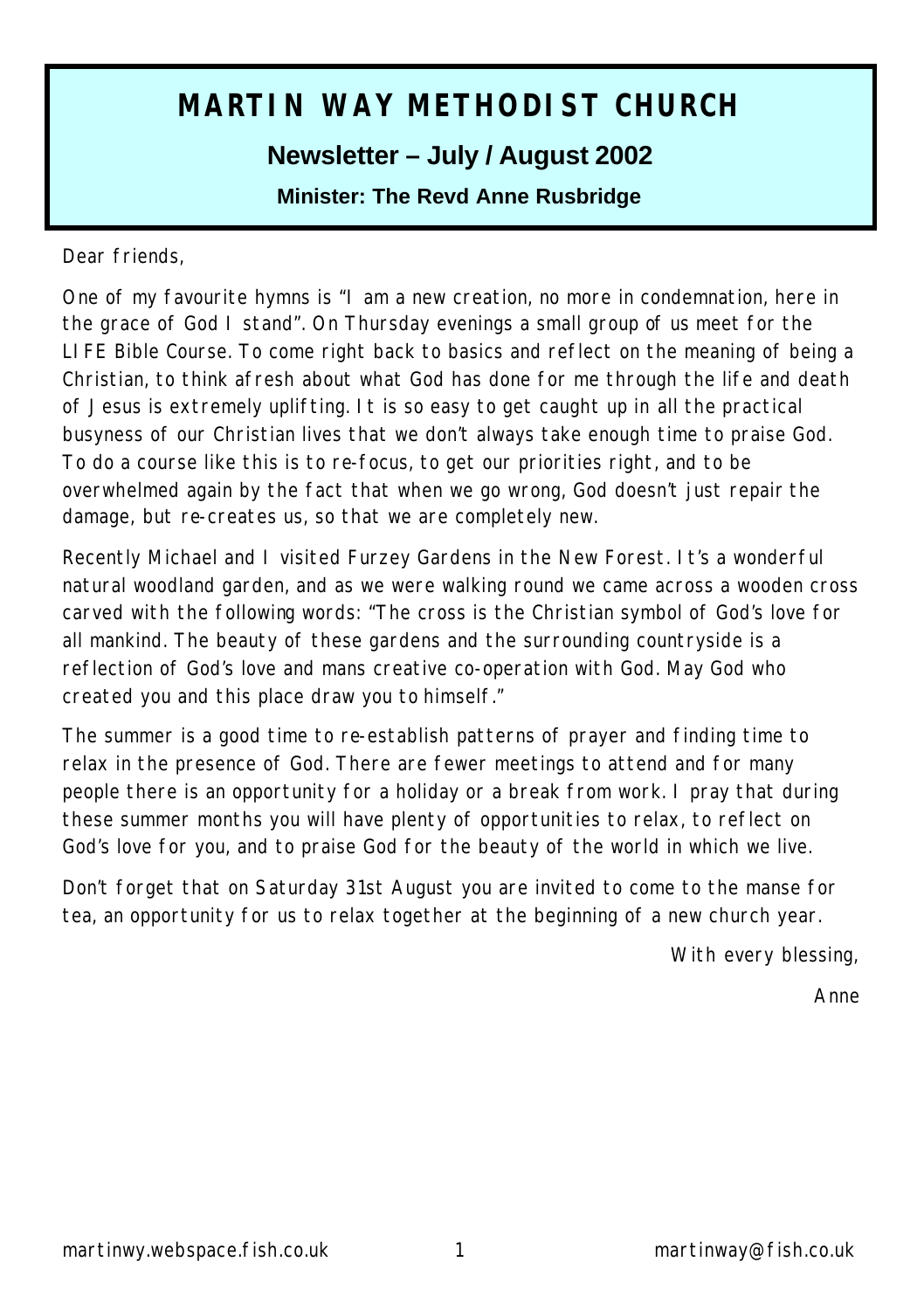# MARTIN WAY METHODIST CHURCH

## Newsletter – July / August 2002

### Minister: The Revd Anne Rusbridge

Dear friends,

One of my favourite hymns is "I am a new creation, no more in condemnation, here in the grace of God I stand". On Thursday evenings a small group of us meet for the LIFE Bible Course. To come right back to basics and reflect on the meaning of being a Christian, to think afresh about what God has done for me through the life and death of Jesus is extremely uplifting. It is so easy to get caught up in all the practical busyness of our Christian lives that we don't always take enough time to praise God. To do a course like this is to re-focus, to get our priorities right, and to be overwhelmed again by the fact that when we go wrong, God doesn't just repair the damage, but re-creates us, so that we are completely new.

Recently Michael and I visited Furzey Gardens in the New Forest. It's a wonderful natural woodland garden, and as we were walking round we came across a wooden cross carved with the following words: "The cross is the Christian symbol of God's love for all mankind. The beauty of these gardens and the surrounding countryside is a reflection of God's love and mans creative co-operation with God. May God who created you and this place draw you to himself."

The summer is a good time to re-establish patterns of prayer and finding time to relax in the presence of God. There are fewer meetings to attend and for many people there is an opportunity for a holiday or a break from work. I pray that during these summer months you will have plenty of opportunities to relax, to reflect on God's love for you, and to praise God for the beauty of the world in which we live.

Don't forget that on Saturday 31st August you are invited to come to the manse for tea, an opportunity for us to relax together at the beginning of a new church year.

With every blessing,

Anne

martinwy.webspace.fish.co.uk martinway@fish.co.uk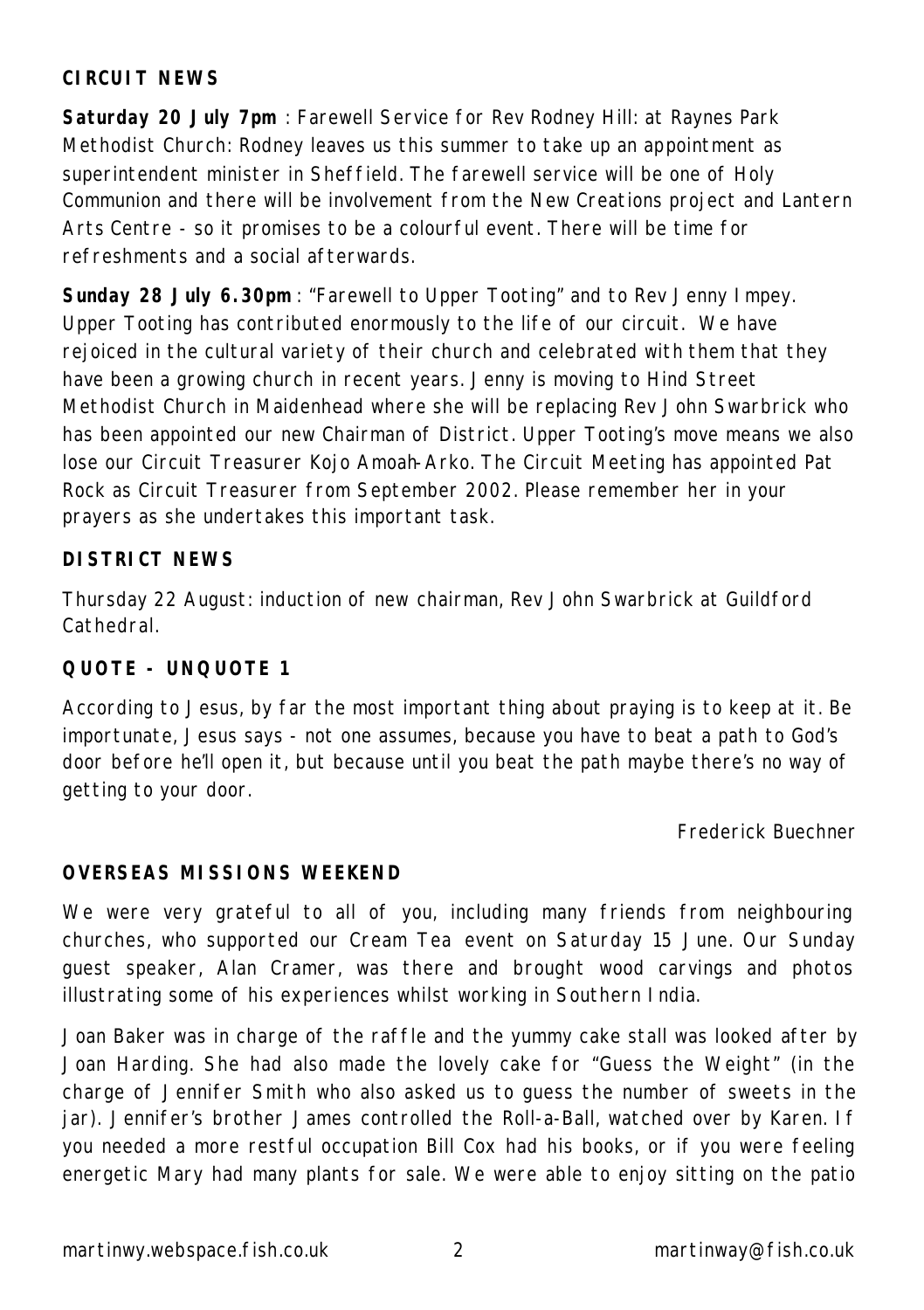**CIRCUIT NEWS**

**Saturday 20 July 7pm** : Farewell Service for Rev Rodney Hill: at Raynes Park Methodist Church: Rodney leaves us this summer to take up an appointment as superintendent minister in Sheffield. The farewell service will be one of Holy Communion and there will be involvement from the New Creations project and Lantern Arts Centre - so it promises to be a colourful event. There will be time for refreshments and a social afterwards.

**Sunday 28 July 6.30pm** : "Farewell to Upper Tooting" and to Rev Jenny Impey. Upper Tooting has contributed enormously to the life of our circuit. We have rejoiced in the cultural variety of their church and celebrated with them that they have been a growing church in recent years. Jenny is moving to Hind Street Methodist Church in Maidenhead where she will be replacing Rev John Swarbrick who has been appointed our new Chairman of District. Upper Tooting's move means we also lose our Circuit Treasurer Kojo Amoah-Arko. The Circuit Meeting has appointed Pat Rock as Circuit Treasurer from September 2002. Please remember her in your prayers as she undertakes this important task.

**DISTRICT NEWS**

Thursday 22 August: induction of new chairman, Rev John Swarbrick at Guildford Cathedral.

**QUOTE - UNQUOTE 1**

According to Jesus, by far the most important thing about praying is to keep at it. Be importunate, Jesus says - not one assumes, because you have to beat a path to God's door before he'll open it, but because until you beat the path maybe there's no way of getting to your door.

Frederick Buechner

**OVERSEAS MISSIONS WEEKEND**

We were very grateful to all of you, including many friends from neighbouring churches, who supported our Cream Tea event on Saturday 15 June. Our Sunday guest speaker, Alan Cramer, was there and brought wood carvings and photos illustrating some of his experiences whilst working in Southern India.

Joan Baker was in charge of the raffle and the yummy cake stall was looked after by Joan Harding. She had also made the lovely cake for "Guess the Weight" (in the charge of Jennifer Smith who also asked us to guess the number of sweets in the jar). Jennifer's brother James controlled the Roll-a-Ball, watched over by Karen. If you needed a more restful occupation Bill Cox had his books, or if you were feeling energetic Mary had many plants for sale. We were able to enjoy sitting on the patio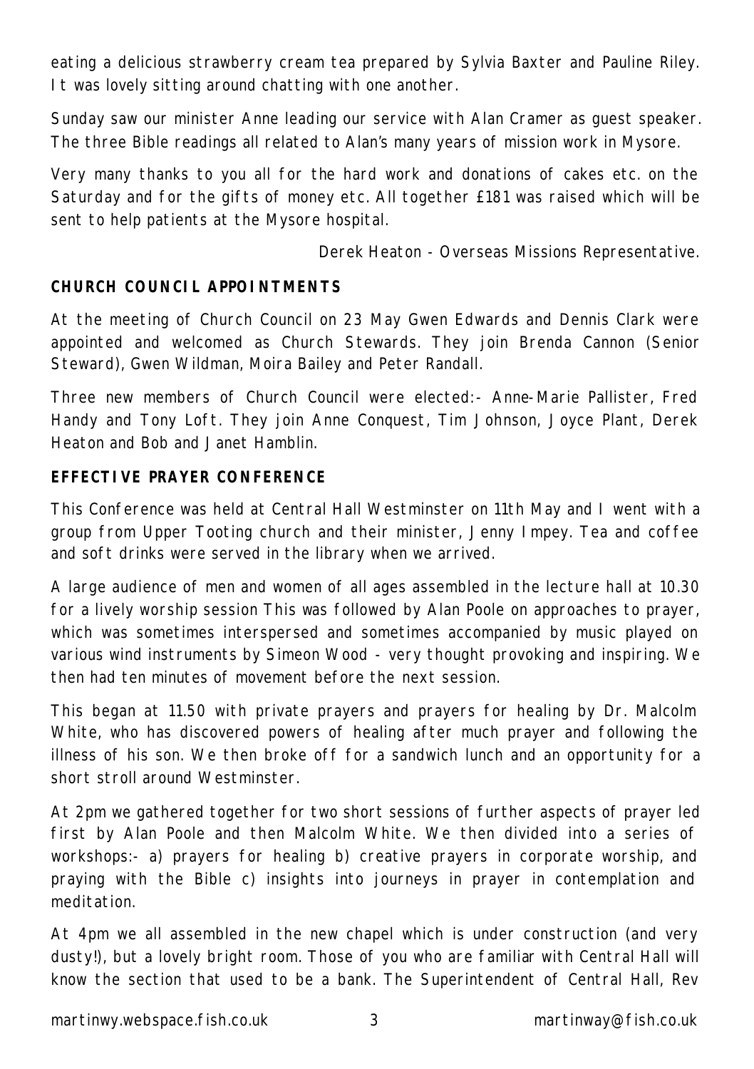eating a delicious strawberry cream tea prepared by Sylvia Baxter and Pauline Riley. It was lovely sitting around chatting with one another.

Sunday saw our minister Anne leading our service with Alan Cramer as guest speaker. The three Bible readings all related to Alan's many years of mission work in Mysore.

Very many thanks to you all for the hard work and donations of cakes etc. on the Saturday and for the gifts of money etc. All together £181 was raised which will be sent to help patients at the Mysore hospital.

Derek Heaton - Overseas Missions Representative.

**CHURCH COUNCIL APPOINTMENTS**

At the meeting of Church Council on 23 May Gwen Edwards and Dennis Clark were appointed and welcomed as Church Stewards. They join Brenda Cannon (Senior Steward), Gwen Wildman, Moira Bailey and Peter Randall.

Three new members of Church Council were elected:- Anne-Marie Pallister, Fred Handy and Tony Loft. They join Anne Conquest, Tim Johnson, Joyce Plant, Derek Heaton and Bob and Janet Hamblin.

**EFFECTIVE PRAYER CONFERENCE**

This Conference was held at Central Hall Westminster on 11th May and I went with a group from Upper Tooting church and their minister, Jenny Impey. Tea and coffee and soft drinks were served in the library when we arrived.

A large audience of men and women of all ages assembled in the lecture hall at 10.30 for a lively worship session This was followed by Alan Poole on approaches to prayer, which was sometimes interspersed and sometimes accompanied by music played on various wind instruments by Simeon Wood - very thought provoking and inspiring. We then had ten minutes of movement before the next session.

This began at 11.50 with private prayers and prayers for healing by Dr. Malcolm White, who has discovered powers of healing after much prayer and following the illness of his son. We then broke off for a sandwich lunch and an opportunity for a short stroll around Westminster.

At 2pm we gathered together for two short sessions of further aspects of prayer led first by Alan Poole and then Malcolm White. We then divided into a series of workshops:- a) prayers for healing b) creative prayers in corporate worship, and praying with the Bible c) insights into journeys in prayer in contemplation and meditation.

At 4pm we all assembled in the new chapel which is under construction (and very dusty!), but a lovely bright room. Those of you who are familiar with Central Hall will know the section that used to be a bank. The Superintendent of Central Hall, Rev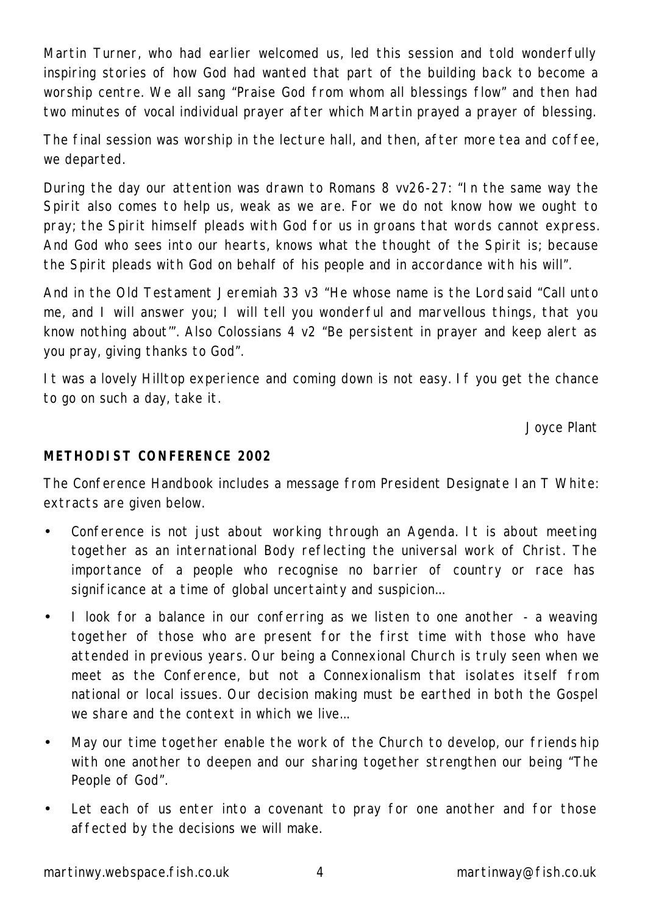Martin Turner, who had earlier welcomed us, led this session and told wonderfully inspiring stories of how God had wanted that part of the building back to become a worship centre. We all sang "Praise God from whom all blessings flow" and then had two minutes of vocal individual prayer after which Martin prayed a prayer of blessing.

The final session was worship in the lecture hall, and then, after more tea and coffee, we departed.

During the day our attention was drawn to Romans 8 vv26-27: "In the same way the Spirit also comes to help us, weak as we are. For we do not know how we ought to pray; the Spirit himself pleads with God for us in groans that words cannot express. And God who sees into our hearts, knows what the thought of the Spirit is; because the Spirit pleads with God on behalf of his people and in accordance with his will".

And in the Old Testament Jeremiah 33 v3 "He whose name is the Lord said "Call unto me, and I will answer you; I will tell you wonderful and marvellous things, that you know nothing about"". Also Colossians 4 v2 "Be persistent in prayer and keep alert as you pray, giving thanks to God".

It was a lovely Hilltop experience and coming down is not easy. If you get the chance to go on such a day, take it.

Joyce Plant

**METHODIST CONFERENCE 2002**

The Conference Handbook includes a message from President Designate Ian T White: extracts are given below.

- Conference is not just about working through an Agenda. It is about meeting together as an international Body reflecting the universal work of Christ. The importance of a people who recognise no barrier of country or race has significance at a time of global uncertainty and suspicion…
- I look for a balance in our conferring as we listen to one another - a weaving together of those who are present for the first time with those who have attended in previous years. Our being a Connexional Church is truly seen when we meet as the Conference, but not a Connexionalism that isolates itself from national or local issues. Our decision making must be earthed in both the Gospel we share and the context in which we live…
- May our time together enable the work of the Church to develop, our friendship with one another to deepen and our sharing together strengthen our being "The People of God".
- Let each of us enter into a covenant to pray for one another and for those affected by the decisions we will make.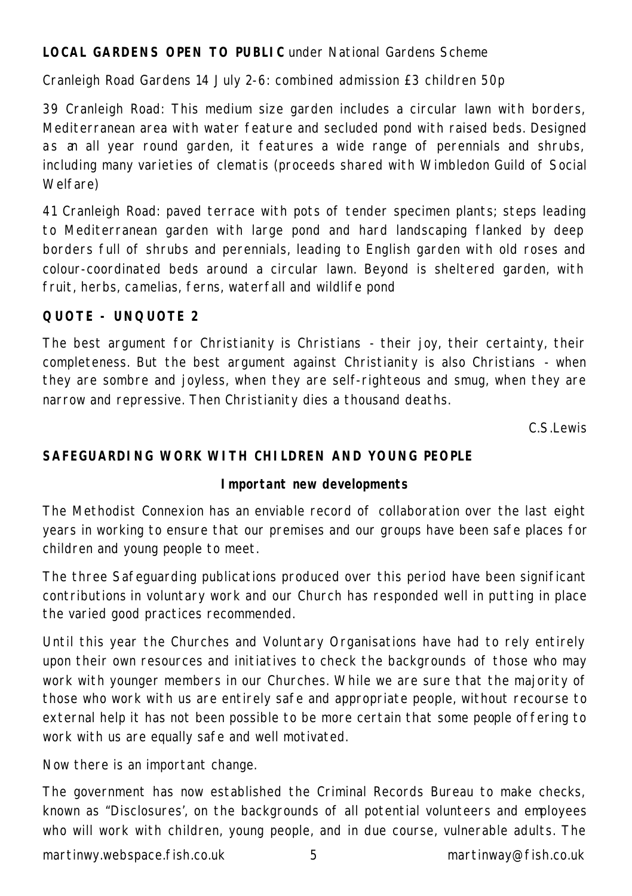**LOCAL GARDENS OPEN TO PUBLIC** under National Gardens Scheme

Cranleigh Road Gardens 14 July 2-6: combined admission £3 children 50p

39 Cranleigh Road: This medium size garden includes a circular lawn with borders, Mediterranean area with water feature and secluded pond with raised beds. Designed as an all year round garden, it features a wide range of perennials and shrubs, including many varieties of clematis (proceeds shared with Wimbledon Guild of Social Welfare)

41 Cranleigh Road: paved terrace with pots of tender specimen plants; steps leading to Mediterranean garden with large pond and hard landscaping flanked by deep borders full of shrubs and perennials, leading to English garden with old roses and colour-coordinated beds around a circular lawn. Beyond is sheltered garden, with fruit, herbs, camelias, ferns, waterfall and wildlife pond

**QUOTE - UNQUOTE 2**

The best argument for Christianity is Christians - their joy, their certainty, their completeness. But the best argument against Christianity is also Christians - when they are sombre and joyless, when they are self-righteous and smug, when they are narrow and repressive. Then Christianity dies a thousand deaths.

C.S.Lewis

**SAFEGUARDING WORK WITH CHILDREN AND YOUNG PEOPLE**

**Important new developments**

The Methodist Connexion has an enviable record of collaboration over the last eight years in working to ensure that our premises and our groups have been safe places for children and young people to meet.

The three Safeguarding publications produced over this period have been significant contributions in voluntary work and our Church has responded well in putting in place the varied good practices recommended.

Until this year the Churches and Voluntary Organisations have had to rely entirely upon their own resources and initiatives to check the backgrounds of those who may work with younger members in our Churches. While we are sure that the majority of those who work with us are entirely safe and appropriate people, without recourse to external help it has not been possible to be more certain that some people offering to work with us are equally safe and well motivated.

Now there is an important change.

The government has now established the Criminal Records Bureau to make checks, known as "Disclosures', on the backgrounds of all potential volunteers and employees who will work with children, young people, and in due course, vulnerable adults. The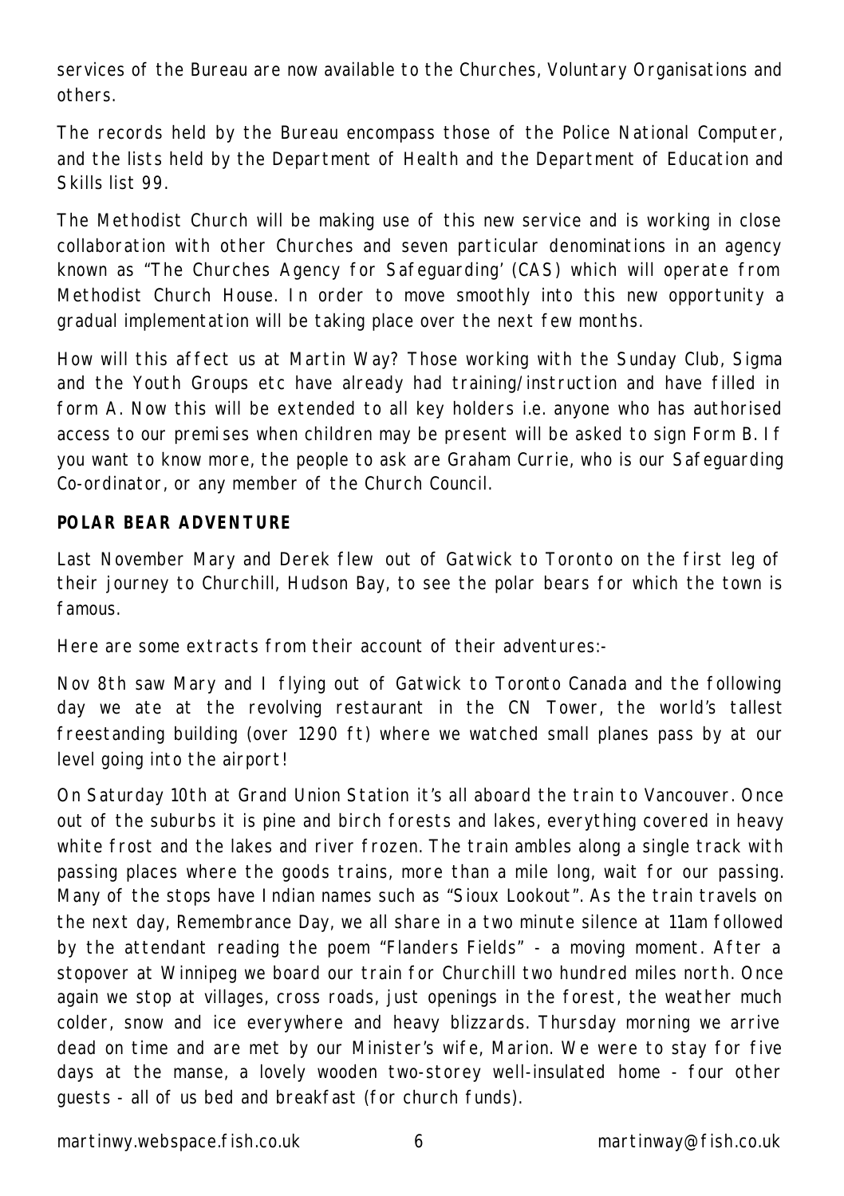services of the Bureau are now available to the Churches, Voluntary Organisations and others.

The records held by the Bureau encompass those of the Police National Computer, and the lists held by the Department of Health and the Department of Education and Skills list 99.

The Methodist Church will be making use of this new service and is working in close collaboration with other Churches and seven particular denominations in an agency known as "The Churches Agency for Safeguarding' (CAS) which will operate from Methodist Church House. In order to move smoothly into this new opportunity a gradual implementation will be taking place over the next few months.

How will this affect us at Martin Way? Those working with the Sunday Club, Sigma and the Youth Groups etc have already had training/instruction and have filled in form A. Now this will be extended to all key holders i.e. anyone who has authorised access to our premises when children may be present will be asked to sign Form B. If you want to know more, the people to ask are Graham Currie, who is our Safeguarding Co-ordinator, or any member of the Church Council.

**POLAR BEAR ADVENTURE**

Last November Mary and Derek flew out of Gatwick to Toronto on the first leg of their journey to Churchill, Hudson Bay, to see the polar bears for which the town is famous.

Here are some extracts from their account of their adventures:-

Nov 8th saw Mary and I flying out of Gatwick to Toronto Canada and the following day we ate at the revolving restaurant in the CN Tower, the world's tallest freestanding building (over 1290 ft) where we watched small planes pass by at our level going into the airport!

On Saturday 10th at Grand Union Station it's all aboard the train to Vancouver. Once out of the suburbs it is pine and birch forests and lakes, everything covered in heavy white frost and the lakes and river frozen. The train ambles along a single track with passing places where the goods trains, more than a mile long, wait for our passing. Many of the stops have Indian names such as "Sioux Lookout". As the train travels on the next day, Remembrance Day, we all share in a two minute silence at 11am followed by the attendant reading the poem "Flanders Fields" - a moving moment. After a stopover at Winnipeg we board our train for Churchill two hundred miles north. Once again we stop at villages, cross roads, just openings in the forest, the weather much colder, snow and ice everywhere and heavy blizzards. Thursday morning we arrive dead on time and are met by our Minister's wife, Marion. We were to stay for five days at the manse, a lovely wooden two-storey well-insulated home - four other guests - all of us bed and breakfast (for church funds).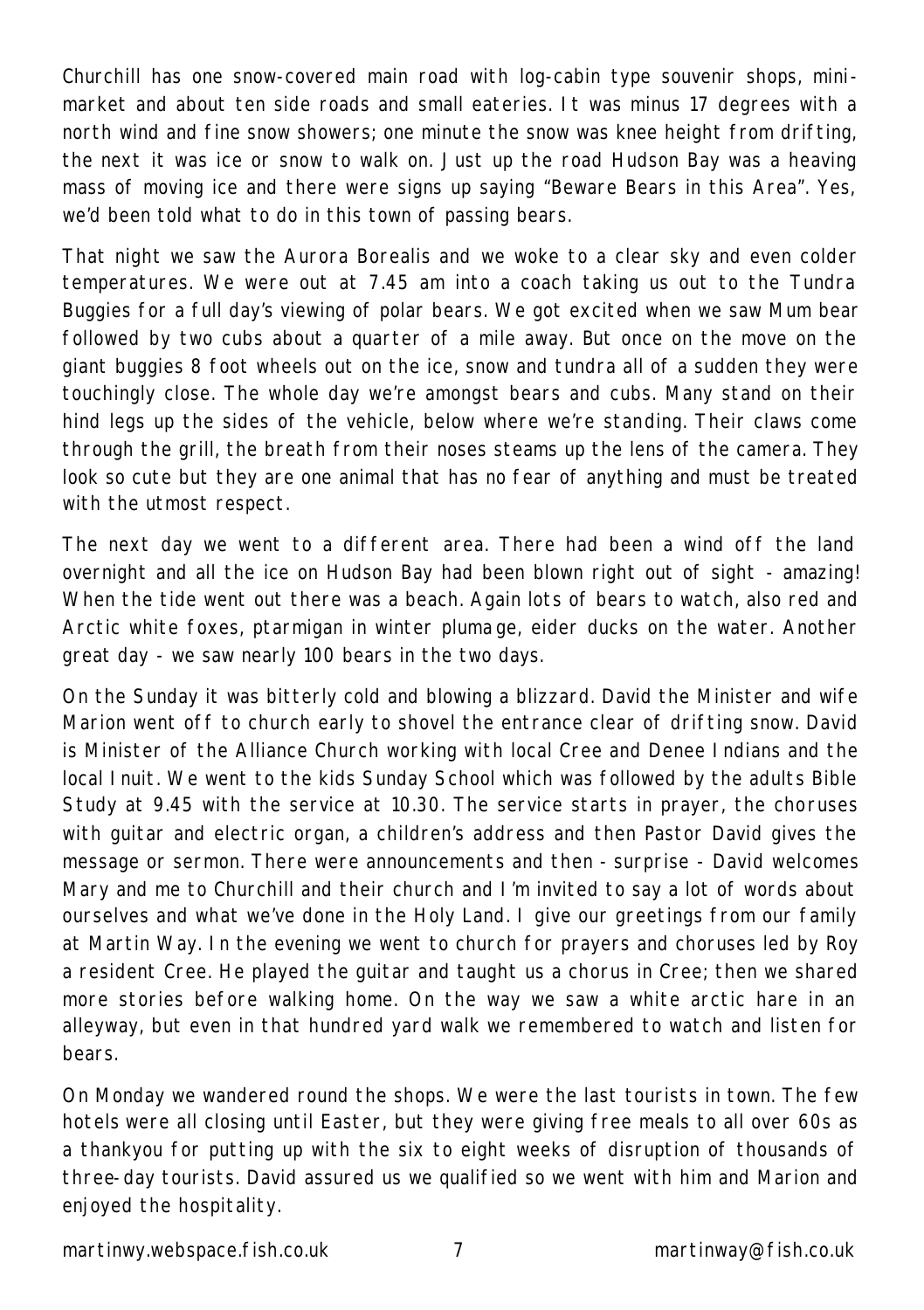Churchill has one snow-covered main road with log-cabin type souvenir shops, mini-market and about ten side roads and small eateries. It was minus 17 degrees with a north wind and fine snow showers; one minute the snow was knee height from drifting, the next it was ice or snow to walk on. Just up the road Hudson Bay was a heaving mass of moving ice and there were signs up saying "Beware Bears in this Area". Yes, we'd been told what to do in this town of passing bears.

That night we saw the Aurora Borealis and we woke to a clear sky and even colder temperatures. We were out at 7.45 am into a coach taking us out to the Tundra Buggies for a full day's viewing of polar bears. We got excited when we saw Mum bear followed by two cubs about a quarter of a mile away. But once on the move on the giant buggies 8 foot wheels out on the ice, snow and tundra all of a sudden they were touchingly close. The whole day we're amongst bears and cubs. Many stand on their hind legs up the sides of the vehicle, below where we're standing. Their claws come through the grill, the breath from their noses steams up the lens of the camera. They look so cute but they are one animal that has no fear of anything and must be treated with the utmost respect.

The next day we went to a different area. There had been a wind off the land overnight and all the ice on Hudson Bay had been blown right out of sight - amazing! When the tide went out there was a beach. Again lots of bears to watch, also red and Arctic white foxes, ptarmigan in winter plumage, eider ducks on the water. Another great day - we saw nearly 100 bears in the two days.

On the Sunday it was bitterly cold and blowing a blizzard. David the Minister and wife Marion went off to church early to shovel the entrance clear of drifting snow. David is Minister of the Alliance Church working with local Cree and Denee Indians and the local Inuit. We went to the kids Sunday School which was followed by the adults Bible Study at 9.45 with the service at 10.30. The service starts in prayer, the choruses with guitar and electric organ, a children's address and then Pastor David gives the message or sermon. There were announcements and then - surprise - David welcomes Mary and me to Churchill and their church and I'm invited to say a lot of words about ourselves and what we've done in the Holy Land. I give our greetings from our family at Martin Way. In the evening we went to church for prayers and choruses led by Roy a resident Cree. He played the guitar and taught us a chorus in Cree; then we shared more stories before walking home. On the way we saw a white arctic hare in an alleyway, but even in that hundred yard walk we remembered to watch and listen for bears.

On Monday we wandered round the shops. We were the last tourists in town. The few hotels were all closing until Easter, but they were giving free meals to all over 60s as a thankyou for putting up with the six to eight weeks of disruption of thousands of three-day tourists. David assured us we qualified so we went with him and Marion and enjoyed the hospitality.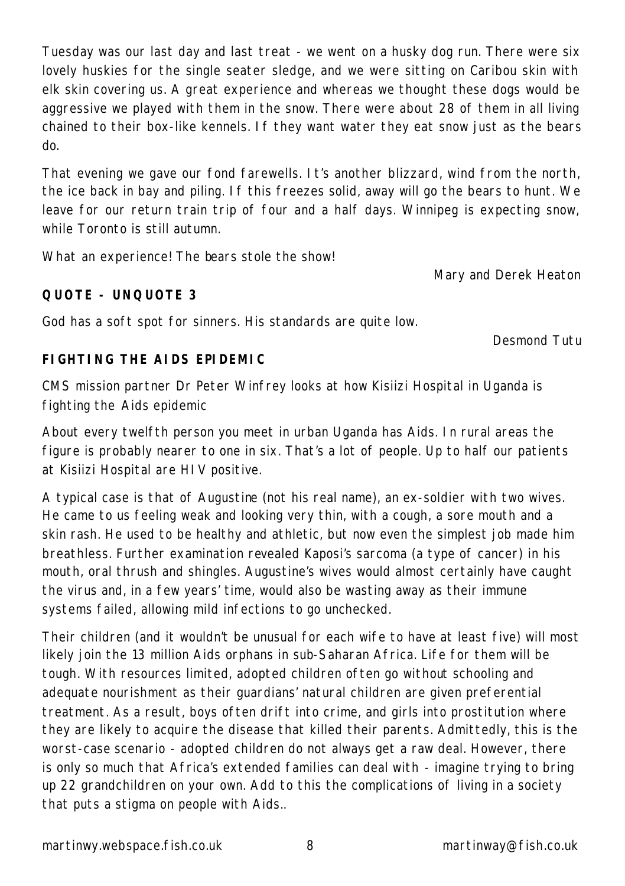Tuesday was our last day and last treat - we went on a husky dog run. There were six lovely huskies for the single seater sledge, and we were sitting on Caribou skin with elk skin covering us. A great experience and whereas we thought these dogs would be aggressive we played with them in the snow. There were about 28 of them in all living chained to their box-like kennels. If they want water they eat snow just as the bears do.

That evening we gave our fond farewells. It's another blizzard, wind from the north, the ice back in bay and piling. If this freezes solid, away will go the bears to hunt. We leave for our return train trip of four and a half days. Winnipeg is expecting snow, while Toronto is still autumn.

What an experience! The bears stole the show!

Mary and Derek Heaton

**QUOTE - UNQUOTE 3**

God has a soft spot for sinners. His standards are quite low.

Desmond Tutu

**FIGHTING THE AIDS EPIDEMIC**

CMS mission partner Dr Peter Winfrey looks at how Kisiizi Hospital in Uganda is fighting the Aids epidemic

About every twelfth person you meet in urban Uganda has Aids. In rural areas the figure is probably nearer to one in six. That's a lot of people. Up to half our patients at Kisiizi Hospital are HIV positive.

A typical case is that of Augustine (not his real name), an ex-soldier with two wives. He came to us feeling weak and looking very thin, with a cough, a sore mouth and a skin rash. He used to be healthy and athletic, but now even the simplest job made him breathless. Further examination revealed Kaposi's sarcoma (a type of cancer) in his mouth, oral thrush and shingles. Augustine's wives would almost certainly have caught the virus and, in a few years' time, would also be wasting away as their immune systems failed, allowing mild infections to go unchecked.

Their children (and it wouldn't be unusual for each wife to have at least five) will most likely join the 13 million Aids orphans in sub-Saharan Africa. Life for them will be tough. With resources limited, adopted children often go without schooling and adequate nourishment as their guardians' natural children are given preferential treatment. As a result, boys often drift into crime, and girls into prostitution where they are likely to acquire the disease that killed their parents. Admittedly, this is the worst-case scenario - adopted children do not always get a raw deal. However, there is only so much that Africa's extended families can deal with - imagine trying to bring up 22 grandchildren on your own. Add to this the complications of living in a society that puts a stigma on people with Aids..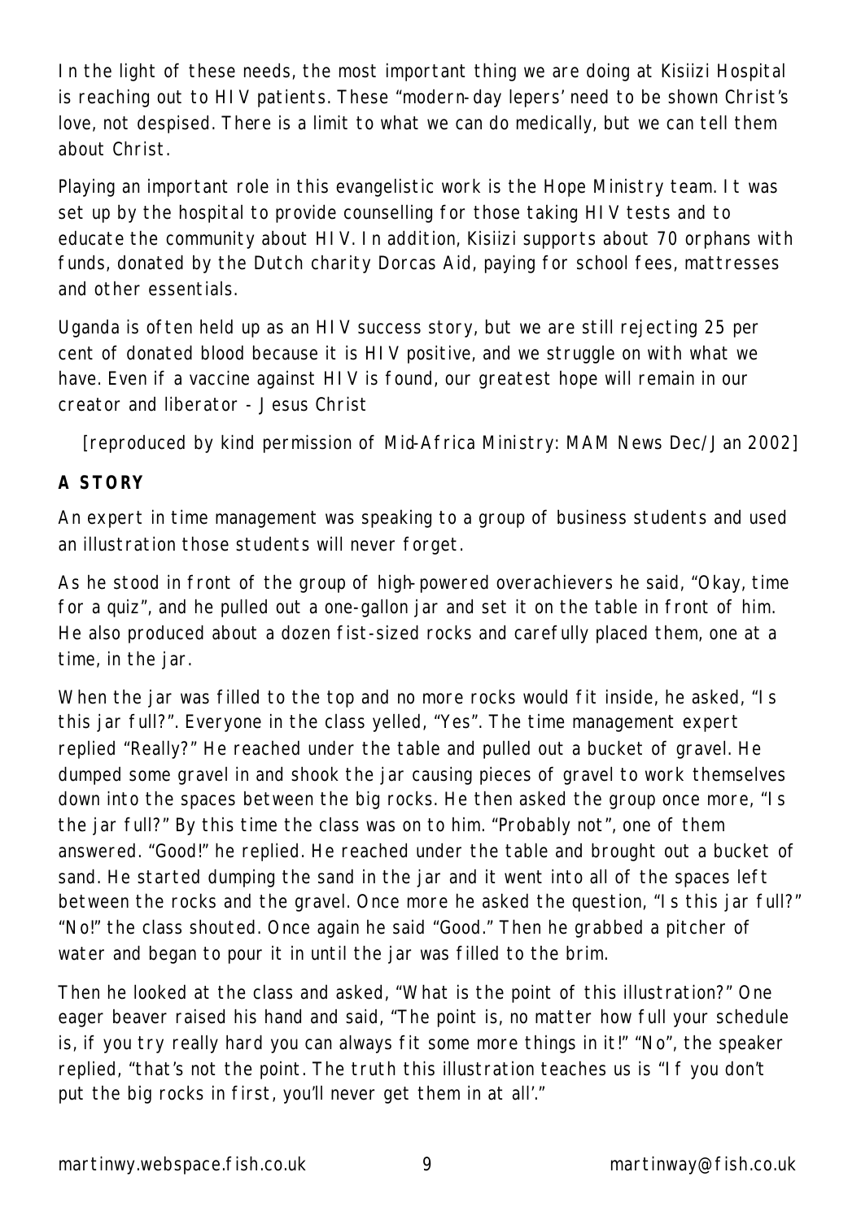In the light of these needs, the most important thing we are doing at Kisiizi Hospital is reaching out to HIV patients. These "modern-day lepers' need to be shown Christ's love, not despised. There is a limit to what we can do medically, but we can tell them about Christ.

Playing an important role in this evangelistic work is the Hope Ministry team. It was set up by the hospital to provide counselling for those taking HIV tests and to educate the community about HIV. In addition, Kisiizi supports about 70 orphans with funds, donated by the Dutch charity Dorcas Aid, paying for school fees, mattresses and other essentials.

Uganda is often held up as an HIV success story, but we are still rejecting 25 per cent of donated blood because it is HIV positive, and we struggle on with what we have. Even if a vaccine against HIV is found, our greatest hope will remain in our creator and liberator - Jesus Christ

[reproduced by kind permission of Mid-Africa Ministry: MAM News Dec/Jan 2002]

**A STORY**

An expert in time management was speaking to a group of business students and used an illustration those students will never forget.

As he stood in front of the group of high-powered overachievers he said, "Okay, time for a quiz", and he pulled out a one-gallon jar and set it on the table in front of him. He also produced about a dozen fist-sized rocks and carefully placed them, one at a time, in the jar.

When the jar was filled to the top and no more rocks would fit inside, he asked, "Is this jar full?". Everyone in the class yelled, "Yes". The time management expert replied "Really?" He reached under the table and pulled out a bucket of gravel. He dumped some gravel in and shook the jar causing pieces of gravel to work themselves down into the spaces between the big rocks. He then asked the group once more, "Is the jar full?" By this time the class was on to him. "Probably not", one of them answered. "Good!" he replied. He reached under the table and brought out a bucket of sand. He started dumping the sand in the jar and it went into all of the spaces left between the rocks and the gravel. Once more he asked the question, "Is this jar full?" "No!" the class shouted. Once again he said "Good." Then he grabbed a pitcher of water and began to pour it in until the jar was filled to the brim.

Then he looked at the class and asked, "What is the point of this illustration?" One eager beaver raised his hand and said, "The point is, no matter how full your schedule is, if you try really hard you can always fit some more things in it!" "No", the speaker replied, "that's not the point. The truth this illustration teaches us is "If you don't put the big rocks in first, you'll never get them in at all'."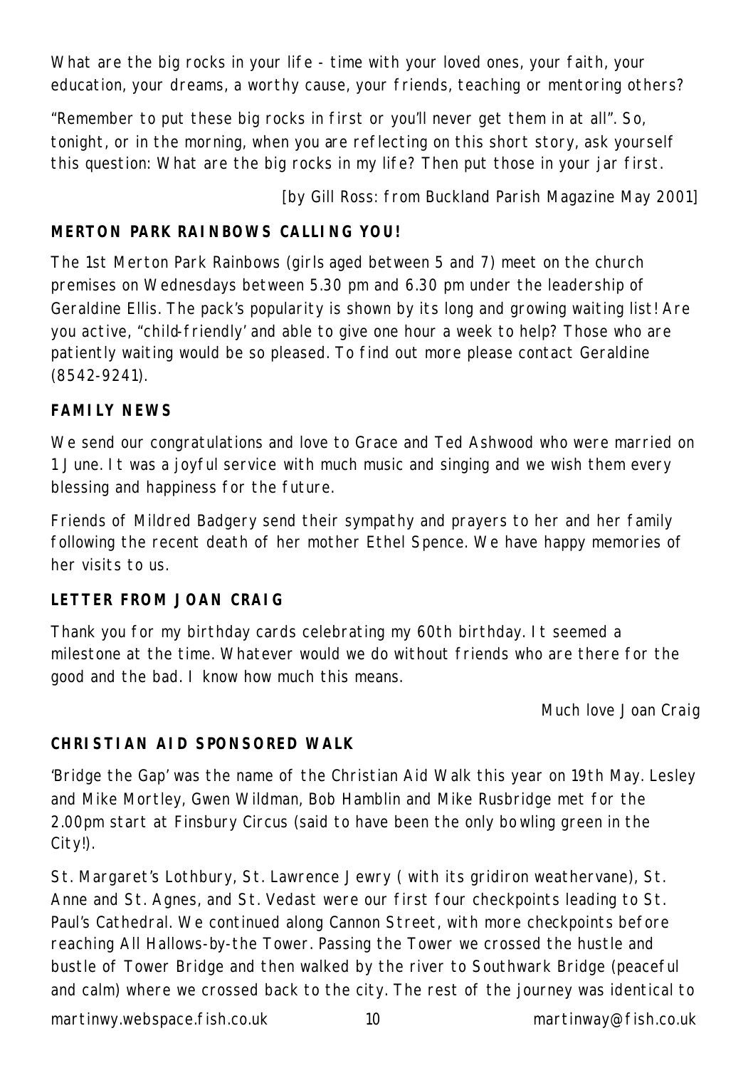What are the big rocks in your life - time with your loved ones, your faith, your education, your dreams, a worthy cause, your friends, teaching or mentoring others?

"Remember to put these big rocks in first or you'll never get them in at all". So, tonight, or in the morning, when you are reflecting on this short story, ask yourself this question: What are the big rocks in my life? Then put those in your jar first.

[by Gill Ross: from Buckland Parish Magazine May 2001]

**MERTON PARK RAINBOWS CALLING YOU!**

The 1st Merton Park Rainbows (girls aged between 5 and 7) meet on the church premises on Wednesdays between 5.30 pm and 6.30 pm under the leadership of Geraldine Ellis. The pack's popularity is shown by its long and growing waiting list! Are you active, "child-friendly' and able to give one hour a week to help? Those who are patiently waiting would be so pleased. To find out more please contact Geraldine (8542-9241).

**FAMILY NEWS**

We send our congratulations and love to Grace and Ted Ashwood who were married on 1 June. It was a joyful service with much music and singing and we wish them every blessing and happiness for the future.

Friends of Mildred Badgery send their sympathy and prayers to her and her family following the recent death of her mother Ethel Spence. We have happy memories of her visits to us.

**LETTER FROM JOAN CRAIG**

Thank you for my birthday cards celebrating my 60th birthday. It seemed a milestone at the time. Whatever would we do without friends who are there for the good and the bad. I know how much this means.

Much love Joan Craig

**CHRISTIAN AID SPONSORED WALK**

'Bridge the Gap' was the name of the Christian Aid Walk this year on 19th May. Lesley and Mike Mortley, Gwen Wildman, Bob Hamblin and Mike Rusbridge met for the 2.00pm start at Finsbury Circus (said to have been the only bowling green in the City!).

St. Margaret's Lothbury, St. Lawrence Jewry ( with its gridiron weathervane), St. Anne and St. Agnes, and St. Vedast were our first four checkpoints leading to St. Paul's Cathedral. We continued along Cannon Street, with more checkpoints before reaching All Hallows-by-the Tower. Passing the Tower we crossed the hustle and bustle of Tower Bridge and then walked by the river to Southwark Bridge (peaceful and calm) where we crossed back to the city. The rest of the journey was identical to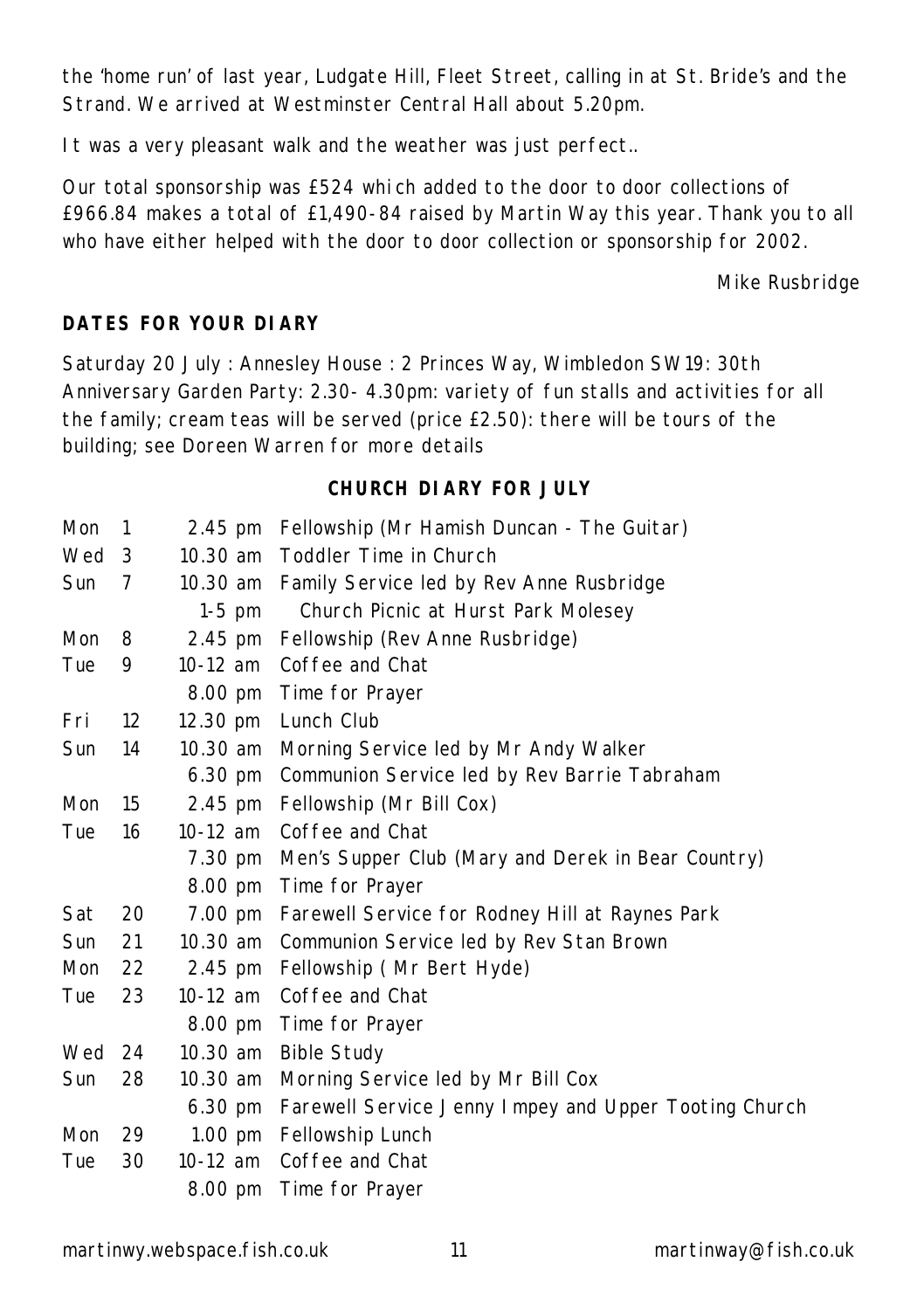the 'home run' of last year, Ludgate Hill, Fleet Street, calling in at St. Bride's and the Strand. We arrived at Westminster Central Hall about 5.20pm.

It was a very pleasant walk and the weather was just perfect..

Our total sponsorship was £524 which added to the door to door collections of £966.84 makes a total of £1,490-84 raised by Martin Way this year. Thank you to all who have either helped with the door to door collection or sponsorship for 2002.

*Mike Rusbridge*

**DATES FOR YOUR DIARY**

Saturday 20 July : Annesley House : 2 Princes Way, Wimbledon SW19: 30th Anniversary Garden Party: 2.30- 4.30pm: variety of fun stalls and activities for all the family; cream teas will be served (price £2.50): there will be tours of the building; see Doreen Warren for more details

**CHURCH DIARY FOR JULY**

| | | | |
|---|---|---|---|
| Mon | 1 | 2.45 pm | Fellowship (Mr Hamish Duncan - The Guitar) |
| Wed | 3 | 10.30 am | Toddler Time in Church |
| Sun | 7 | 10.30 am | Family Service led by Rev Anne Rusbridge |
| | | 1-5 pm | Church Picnic at Hurst Park Molesey |
| Mon | 8 | 2.45 pm | Fellowship (Rev Anne Rusbridge) |
| Tue | 9 | 10-12 am | Coffee and Chat |
| | | 8.00 pm | Time for Prayer |
| Fri | 12 | 12.30 pm | Lunch Club |
| Sun | 14 | 10.30 am | Morning Service led by Mr Andy Walker |
| | | 6.30 pm | Communion Service led by Rev Barrie Tabraham |
| Mon | 15 | 2.45 pm | Fellowship (Mr Bill Cox) |
| Tue | 16 | 10-12 am | Coffee and Chat |
| | | 7.30 pm | Men's Supper Club (Mary and Derek in Bear Country) |
| | | 8.00 pm | Time for Prayer |
| Sat | 20 | 7.00 pm | Farewell Service for Rodney Hill at Raynes Park |
| Sun | 21 | 10.30 am | Communion Service led by Rev Stan Brown |
| Mon | 22 | 2.45 pm | Fellowship ( Mr Bert Hyde) |
| Tue | 23 | 10-12 am | Coffee and Chat |
| | | 8.00 pm | Time for Prayer |
| Wed | 24 | 10.30 am | Bible Study |
| Sun | 28 | 10.30 am | Morning Service led by Mr Bill Cox |
| | | 6.30 pm | Farewell Service Jenny Impey and Upper Tooting Church |
| Mon | 29 | 1.00 pm | Fellowship Lunch |
| Tue | 30 | 10-12 am | Coffee and Chat |
| | | 8.00 pm | Time for Prayer |

martinwy.webspace.fish.co.uk martinway@fish.co.uk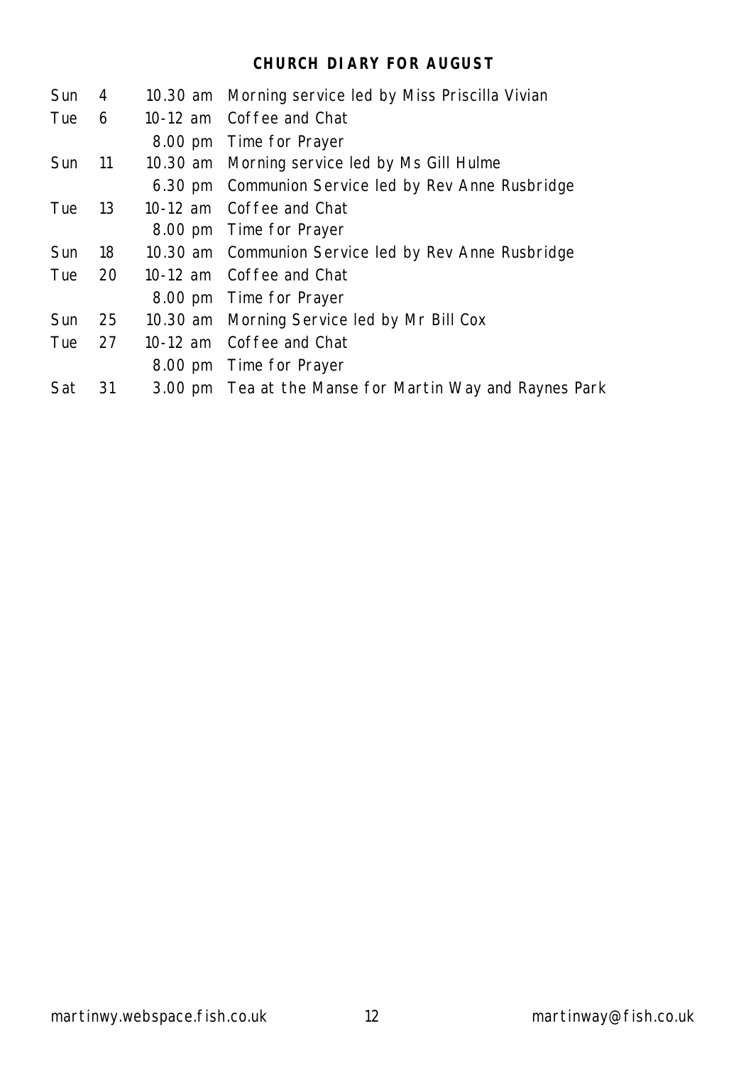**CHURCH DIARY FOR AUGUST**

| | | | |
|---|---|---|---|
| Sun | 4 | 10.30 am | Morning service led by Miss Priscilla Vivian |
| Tue | 6 | 10-12 am | Coffee and Chat |
| | | 8.00 pm | Time for Prayer |
| Sun | 11 | 10.30 am | Morning service led by Ms Gill Hulme |
| | | 6.30 pm | Communion Service led by Rev Anne Rusbridge |
| Tue | 13 | 10-12 am | Coffee and Chat |
| | | 8.00 pm | Time for Prayer |
| Sun | 18 | 10.30 am | Communion Service led by Rev Anne Rusbridge |
| Tue | 20 | 10-12 am | Coffee and Chat |
| | | 8.00 pm | Time for Prayer |
| Sun | 25 | 10.30 am | Morning Service led by Mr Bill Cox |
| Tue | 27 | 10-12 am | Coffee and Chat |
| | | 8.00 pm | Time for Prayer |
| Sat | 31 | 3.00 pm | Tea at the Manse for Martin Way and Raynes Park |

martinwy.webspace.fish.co.uk martinway@fish.co.uk